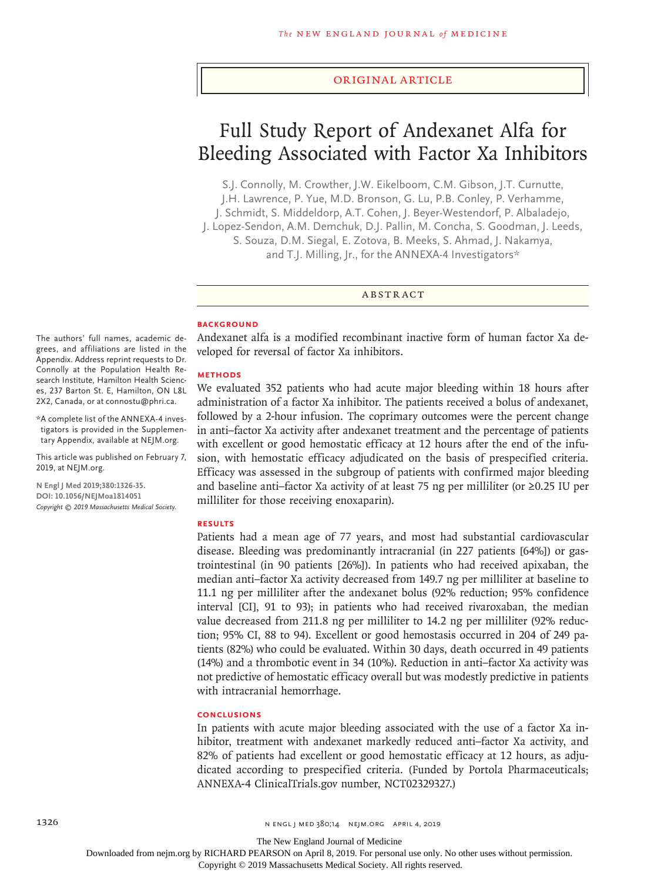Original Article

# Full Study Report of Andexanet Alfa for Bleeding Associated with Factor Xa Inhibitors

S.J. Connolly, M. Crowther, J.W. Eikelboom, C.M. Gibson, J.T. Curnutte, J.H. Lawrence, P. Yue, M.D. Bronson, G. Lu, P.B. Conley, P. Verhamme, J. Schmidt, S. Middeldorp, A.T. Cohen, J. Beyer-Westendorf, P. Albaladejo, J. Lopez-Sendon, A.M. Demchuk, D.J. Pallin, M. Concha, S. Goodman, J. Leeds, S. Souza, D.M. Siegal, E. Zotova, B. Meeks, S. Ahmad, J. Nakamya, and T.J. Milling, Jr., for the ANNEXA-4 Investigators*

## Abstract

### Background

Andexanet alfa is a modified recombinant inactive form of human factor Xa developed for reversal of factor Xa inhibitors.

### Methods

We evaluated 352 patients who had acute major bleeding within 18 hours after administration of a factor Xa inhibitor. The patients received a bolus of andexanet, followed by a 2-hour infusion. The coprimary outcomes were the percent change in anti–factor Xa activity after andexanet treatment and the percentage of patients with excellent or good hemostatic efficacy at 12 hours after the end of the infusion, with hemostatic efficacy adjudicated on the basis of prespecified criteria. Efficacy was assessed in the subgroup of patients with confirmed major bleeding and baseline anti–factor Xa activity of at least 75 ng per milliliter (or ≥0.25 IU per milliliter for those receiving enoxaparin).

### Results

Patients had a mean age of 77 years, and most had substantial cardiovascular disease. Bleeding was predominantly intracranial (in 227 patients [64%]) or gastrointestinal (in 90 patients [26%]). In patients who had received apixaban, the median anti–factor Xa activity decreased from 149.7 ng per milliliter at baseline to 11.1 ng per milliliter after the andexanet bolus (92% reduction; 95% confidence interval [CI], 91 to 93); in patients who had received rivaroxaban, the median value decreased from 211.8 ng per milliliter to 14.2 ng per milliliter (92% reduction; 95% CI, 88 to 94). Excellent or good hemostasis occurred in 204 of 249 patients (82%) who could be evaluated. Within 30 days, death occurred in 49 patients (14%) and a thrombotic event in 34 (10%). Reduction in anti–factor Xa activity was not predictive of hemostatic efficacy overall but was modestly predictive in patients with intracranial hemorrhage.

### Conclusions

In patients with acute major bleeding associated with the use of a factor Xa inhibitor, treatment with andexanet markedly reduced anti–factor Xa activity, and 82% of patients had excellent or good hemostatic efficacy at 12 hours, as adjudicated according to prespecified criteria. (Funded by Portola Pharmaceuticals; ANNEXA-4 ClinicalTrials.gov number, NCT02329327.)

The authors' full names, academic degrees, and affiliations are listed in the Appendix. Address reprint requests to Dr. Connolly at the Population Health Research Institute, Hamilton Health Sciences, 237 Barton St. E, Hamilton, ON L8L 2X2, Canada, or at connostu@phri.ca.

*A complete list of the ANNEXA-4 investigators is provided in the Supplementary Appendix, available at NEJM.org.

This article was published on February 7, 2019, at NEJM.org.

N Engl J Med 2019;380:1326-35.
DOI: 10.1056/NEJMoa1814051
Copyright © 2019 Massachusetts Medical Society.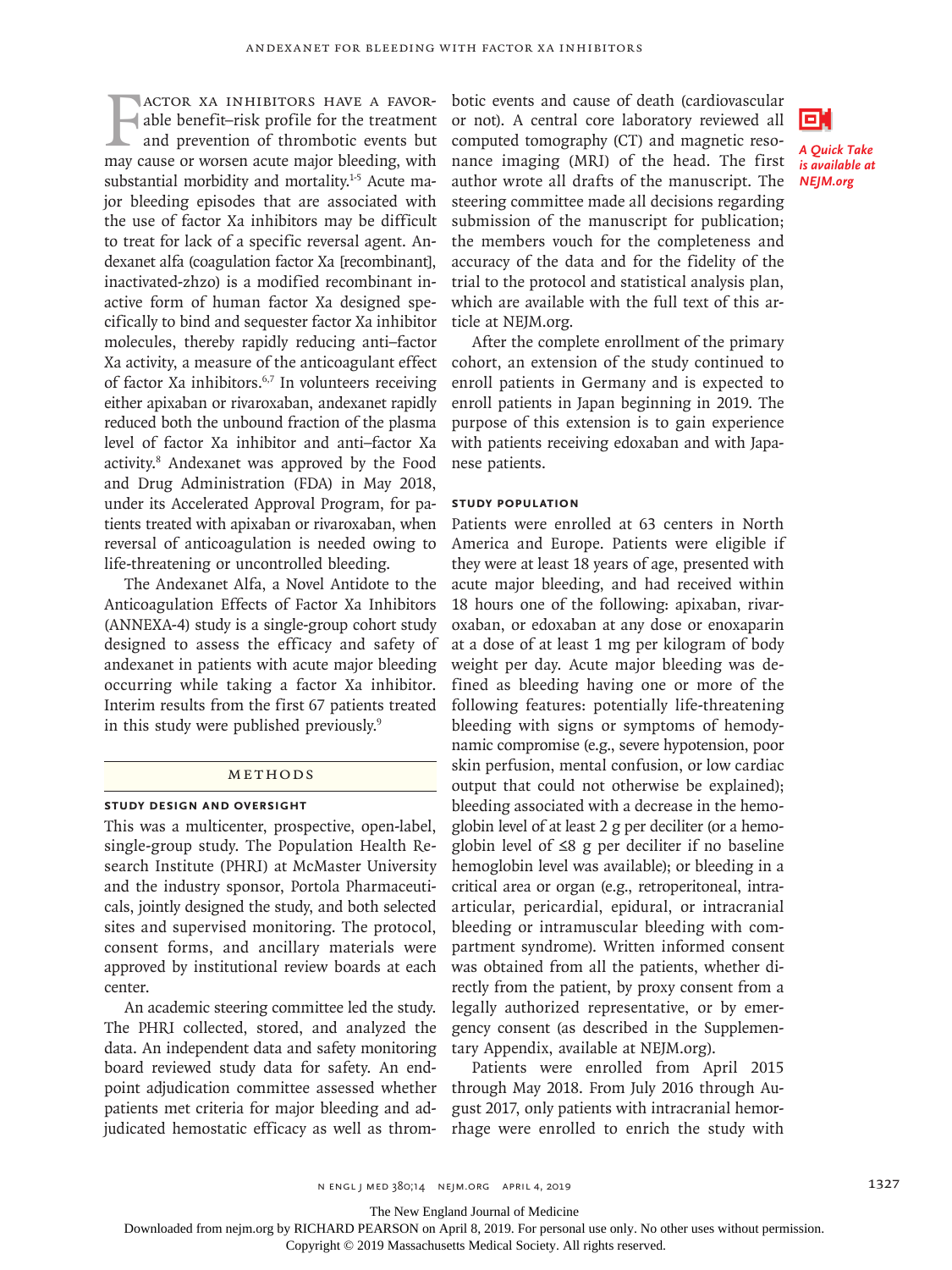Factor Xa inhibitors have a favorable benefit–risk profile for the treatment and prevention of thrombotic events but may cause or worsen acute major bleeding, with substantial morbidity and mortality.[1-5] Acute major bleeding episodes that are associated with the use of factor Xa inhibitors may be difficult to treat for lack of a specific reversal agent. Andexanet alfa (coagulation factor Xa [recombinant], inactivated-zhzo) is a modified recombinant inactive form of human factor Xa designed specifically to bind and sequester factor Xa inhibitor molecules, thereby rapidly reducing anti–factor Xa activity, a measure of the anticoagulant effect of factor Xa inhibitors.[6,7] In volunteers receiving either apixaban or rivaroxaban, andexanet rapidly reduced both the unbound fraction of the plasma level of factor Xa inhibitor and anti–factor Xa activity.[8] Andexanet was approved by the Food and Drug Administration (FDA) in May 2018, under its Accelerated Approval Program, for patients treated with apixaban or rivaroxaban, when reversal of anticoagulation is needed owing to life-threatening or uncontrolled bleeding.

The Andexanet Alfa, a Novel Antidote to the Anticoagulation Effects of Factor Xa Inhibitors (ANNEXA-4) study is a single-group cohort study designed to assess the efficacy and safety of andexanet in patients with acute major bleeding occurring while taking a factor Xa inhibitor. Interim results from the first 67 patients treated in this study were published previously.[9]

## Methods

### Study Design and Oversight

This was a multicenter, prospective, open-label, single-group study. The Population Health Research Institute (PHRI) at McMaster University and the industry sponsor, Portola Pharmaceuticals, jointly designed the study, and both selected sites and supervised monitoring. The protocol, consent forms, and ancillary materials were approved by institutional review boards at each center.

An academic steering committee led the study. The PHRI collected, stored, and analyzed the data. An independent data and safety monitoring board reviewed study data for safety. An endpoint adjudication committee assessed whether patients met criteria for major bleeding and adjudicated hemostatic efficacy as well as thrombotic events and cause of death (cardiovascular or not). A central core laboratory reviewed all computed tomography (CT) and magnetic resonance imaging (MRI) of the head. The first author wrote all drafts of the manuscript. The steering committee made all decisions regarding submission of the manuscript for publication; the members vouch for the completeness and accuracy of the data and for the fidelity of the trial to the protocol and statistical analysis plan, which are available with the full text of this article at NEJM.org.

*A Quick Take is available at NEJM.org*

After the complete enrollment of the primary cohort, an extension of the study continued to enroll patients in Germany and is expected to enroll patients in Japan beginning in 2019. The purpose of this extension is to gain experience with patients receiving edoxaban and with Japanese patients.

### Study Population

Patients were enrolled at 63 centers in North America and Europe. Patients were eligible if they were at least 18 years of age, presented with acute major bleeding, and had received within 18 hours one of the following: apixaban, rivaroxaban, or edoxaban at any dose or enoxaparin at a dose of at least 1 mg per kilogram of body weight per day. Acute major bleeding was defined as bleeding having one or more of the following features: potentially life-threatening bleeding with signs or symptoms of hemodynamic compromise (e.g., severe hypotension, poor skin perfusion, mental confusion, or low cardiac output that could not otherwise be explained); bleeding associated with a decrease in the hemoglobin level of at least 2 g per deciliter (or a hemoglobin level of ≤8 g per deciliter if no baseline hemoglobin level was available); or bleeding in a critical area or organ (e.g., retroperitoneal, intraarticular, pericardial, epidural, or intracranial bleeding or intramuscular bleeding with compartment syndrome). Written informed consent was obtained from all the patients, whether directly from the patient, by proxy consent from a legally authorized representative, or by emergency consent (as described in the Supplementary Appendix, available at NEJM.org).

Patients were enrolled from April 2015 through May 2018. From July 2016 through August 2017, only patients with intracranial hemorrhage were enrolled to enrich the study with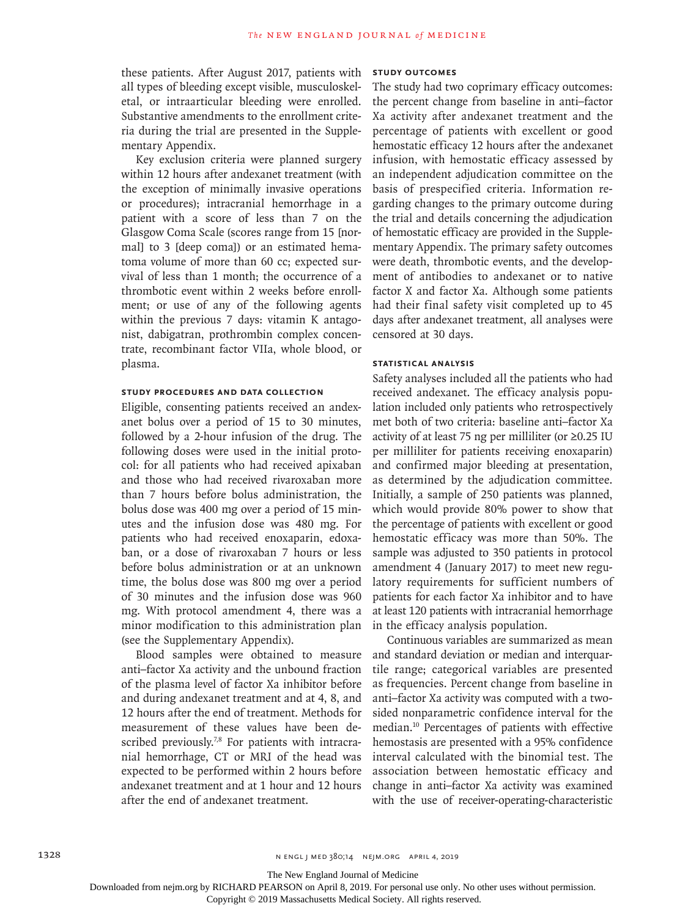these patients. After August 2017, patients with all types of bleeding except visible, musculoskeletal, or intraarticular bleeding were enrolled. Substantive amendments to the enrollment criteria during the trial are presented in the Supplementary Appendix.

Key exclusion criteria were planned surgery within 12 hours after andexanet treatment (with the exception of minimally invasive operations or procedures); intracranial hemorrhage in a patient with a score of less than 7 on the Glasgow Coma Scale (scores range from 15 [normal] to 3 [deep coma]) or an estimated hematoma volume of more than 60 cc; expected survival of less than 1 month; the occurrence of a thrombotic event within 2 weeks before enrollment; or use of any of the following agents within the previous 7 days: vitamin K antagonist, dabigatran, prothrombin complex concentrate, recombinant factor VIIa, whole blood, or plasma.

### Study Procedures and Data Collection

Eligible, consenting patients received an andexanet bolus over a period of 15 to 30 minutes, followed by a 2-hour infusion of the drug. The following doses were used in the initial protocol: for all patients who had received apixaban and those who had received rivaroxaban more than 7 hours before bolus administration, the bolus dose was 400 mg over a period of 15 minutes and the infusion dose was 480 mg. For patients who had received enoxaparin, edoxaban, or a dose of rivaroxaban 7 hours or less before bolus administration or at an unknown time, the bolus dose was 800 mg over a period of 30 minutes and the infusion dose was 960 mg. With protocol amendment 4, there was a minor modification to this administration plan (see the Supplementary Appendix).

Blood samples were obtained to measure anti–factor Xa activity and the unbound fraction of the plasma level of factor Xa inhibitor before and during andexanet treatment and at 4, 8, and 12 hours after the end of treatment. Methods for measurement of these values have been described previously.[7,8] For patients with intracranial hemorrhage, CT or MRI of the head was expected to be performed within 2 hours before andexanet treatment and at 1 hour and 12 hours after the end of andexanet treatment.

### Study Outcomes

The study had two coprimary efficacy outcomes: the percent change from baseline in anti–factor Xa activity after andexanet treatment and the percentage of patients with excellent or good hemostatic efficacy 12 hours after the andexanet infusion, with hemostatic efficacy assessed by an independent adjudication committee on the basis of prespecified criteria. Information regarding changes to the primary outcome during the trial and details concerning the adjudication of hemostatic efficacy are provided in the Supplementary Appendix. The primary safety outcomes were death, thrombotic events, and the development of antibodies to andexanet or to native factor X and factor Xa. Although some patients had their final safety visit completed up to 45 days after andexanet treatment, all analyses were censored at 30 days.

### Statistical Analysis

Safety analyses included all the patients who had received andexanet. The efficacy analysis population included only patients who retrospectively met both of two criteria: baseline anti–factor Xa activity of at least 75 ng per milliliter (or ≥0.25 IU per milliliter for patients receiving enoxaparin) and confirmed major bleeding at presentation, as determined by the adjudication committee. Initially, a sample of 250 patients was planned, which would provide 80% power to show that the percentage of patients with excellent or good hemostatic efficacy was more than 50%. The sample was adjusted to 350 patients in protocol amendment 4 (January 2017) to meet new regulatory requirements for sufficient numbers of patients for each factor Xa inhibitor and to have at least 120 patients with intracranial hemorrhage in the efficacy analysis population.

Continuous variables are summarized as mean and standard deviation or median and interquartile range; categorical variables are presented as frequencies. Percent change from baseline in anti–factor Xa activity was computed with a two-sided nonparametric confidence interval for the median.[10] Percentages of patients with effective hemostasis are presented with a 95% confidence interval calculated with the binomial test. The association between hemostatic efficacy and change in anti–factor Xa activity was examined with the use of receiver-operating-characteristic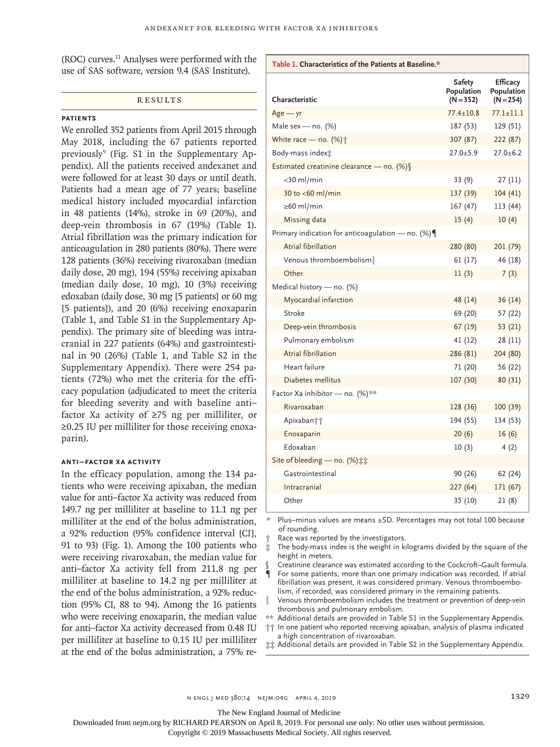(ROC) curves.[11] Analyses were performed with the use of SAS software, version 9.4 (SAS Institute).

## Results

### Patients

We enrolled 352 patients from April 2015 through May 2018, including the 67 patients reported previously[9] (Fig. S1 in the Supplementary Appendix). All the patients received andexanet and were followed for at least 30 days or until death. Patients had a mean age of 77 years; baseline medical history included myocardial infarction in 48 patients (14%), stroke in 69 (20%), and deep-vein thrombosis in 67 (19%) (Table 1). Atrial fibrillation was the primary indication for anticoagulation in 280 patients (80%). There were 128 patients (36%) receiving rivaroxaban (median daily dose, 20 mg), 194 (55%) receiving apixaban (median daily dose, 10 mg), 10 (3%) receiving edoxaban (daily dose, 30 mg [5 patients] or 60 mg [5 patients]), and 20 (6%) receiving enoxaparin (Table 1, and Table S1 in the Supplementary Appendix). The primary site of bleeding was intracranial in 227 patients (64%) and gastrointestinal in 90 (26%) (Table 1, and Table S2 in the Supplementary Appendix). There were 254 patients (72%) who met the criteria for the efficacy population (adjudicated to meet the criteria for bleeding severity and with baseline anti–factor Xa activity of ≥75 ng per milliliter, or ≥0.25 IU per milliliter for those receiving enoxaparin).

### Anti–Factor Xa Activity

In the efficacy population, among the 134 patients who were receiving apixaban, the median value for anti–factor Xa activity was reduced from 149.7 ng per milliliter at baseline to 11.1 ng per milliliter at the end of the bolus administration, a 92% reduction (95% confidence interval [CI], 91 to 93) (Fig. 1). Among the 100 patients who were receiving rivaroxaban, the median value for anti–factor Xa activity fell from 211.8 ng per milliliter at baseline to 14.2 ng per milliliter at the end of the bolus administration, a 92% reduction (95% CI, 88 to 94). Among the 16 patients who were receiving enoxaparin, the median value for anti–factor Xa activity decreased from 0.48 IU per milliliter at baseline to 0.15 IU per milliliter at the end of the bolus administration, a 75% re-

**Table 1. Characteristics of the Patients at Baseline.***

| Characteristic | Safety Population (N=352) | Efficacy Population (N=254) |
|---|---|---|
| Age — yr | 77.4±10.8 | 77.1±11.1 |
| Male sex — no. (%) | 187 (53) | 129 (51) |
| White race — no. (%)† | 307 (87) | 222 (87) |
| Body-mass index‡ | 27.0±5.9 | 27.0±6.2 |
| Estimated creatinine clearance — no. (%)§ | | |
| <30 ml/min | 33 (9) | 27 (11) |
| 30 to <60 ml/min | 137 (39) | 104 (41) |
| ≥60 ml/min | 167 (47) | 113 (44) |
| Missing data | 15 (4) | 10 (4) |
| Primary indication for anticoagulation — no. (%)¶ | | |
| Atrial fibrillation | 280 (80) | 201 (79) |
| Venous thromboembolism‖ | 61 (17) | 46 (18) |
| Other | 11 (3) | 7 (3) |
| Medical history — no. (%) | | |
| Myocardial infarction | 48 (14) | 36 (14) |
| Stroke | 69 (20) | 57 (22) |
| Deep-vein thrombosis | 67 (19) | 53 (21) |
| Pulmonary embolism | 41 (12) | 28 (11) |
| Atrial fibrillation | 286 (81) | 204 (80) |
| Heart failure | 71 (20) | 56 (22) |
| Diabetes mellitus | 107 (30) | 80 (31) |
| Factor Xa inhibitor — no. (%)** | | |
| Rivaroxaban | 128 (36) | 100 (39) |
| Apixaban†† | 194 (55) | 134 (53) |
| Enoxaparin | 20 (6) | 16 (6) |
| Edoxaban | 10 (3) | 4 (2) |
| Site of bleeding — no. (%)‡‡ | | |
| Gastrointestinal | 90 (26) | 62 (24) |
| Intracranial | 227 (64) | 171 (67) |
| Other | 35 (10) | 21 (8) |

\* Plus–minus values are means ±SD. Percentages may not total 100 because of rounding.

† Race was reported by the investigators.

‡ The body-mass index is the weight in kilograms divided by the square of the height in meters.

§ Creatinine clearance was estimated according to the Cockcroft–Gault formula.

¶ For some patients, more than one primary indication was recorded. If atrial fibrillation was present, it was considered primary. Venous thromboembolism, if recorded, was considered primary in the remaining patients.

‖ Venous thromboembolism includes the treatment or prevention of deep-vein thrombosis and pulmonary embolism.

** Additional details are provided in Table S1 in the Supplementary Appendix.

†† In one patient who reported receiving apixaban, analysis of plasma indicated a high concentration of rivaroxaban.

‡‡ Additional details are provided in Table S2 in the Supplementary Appendix.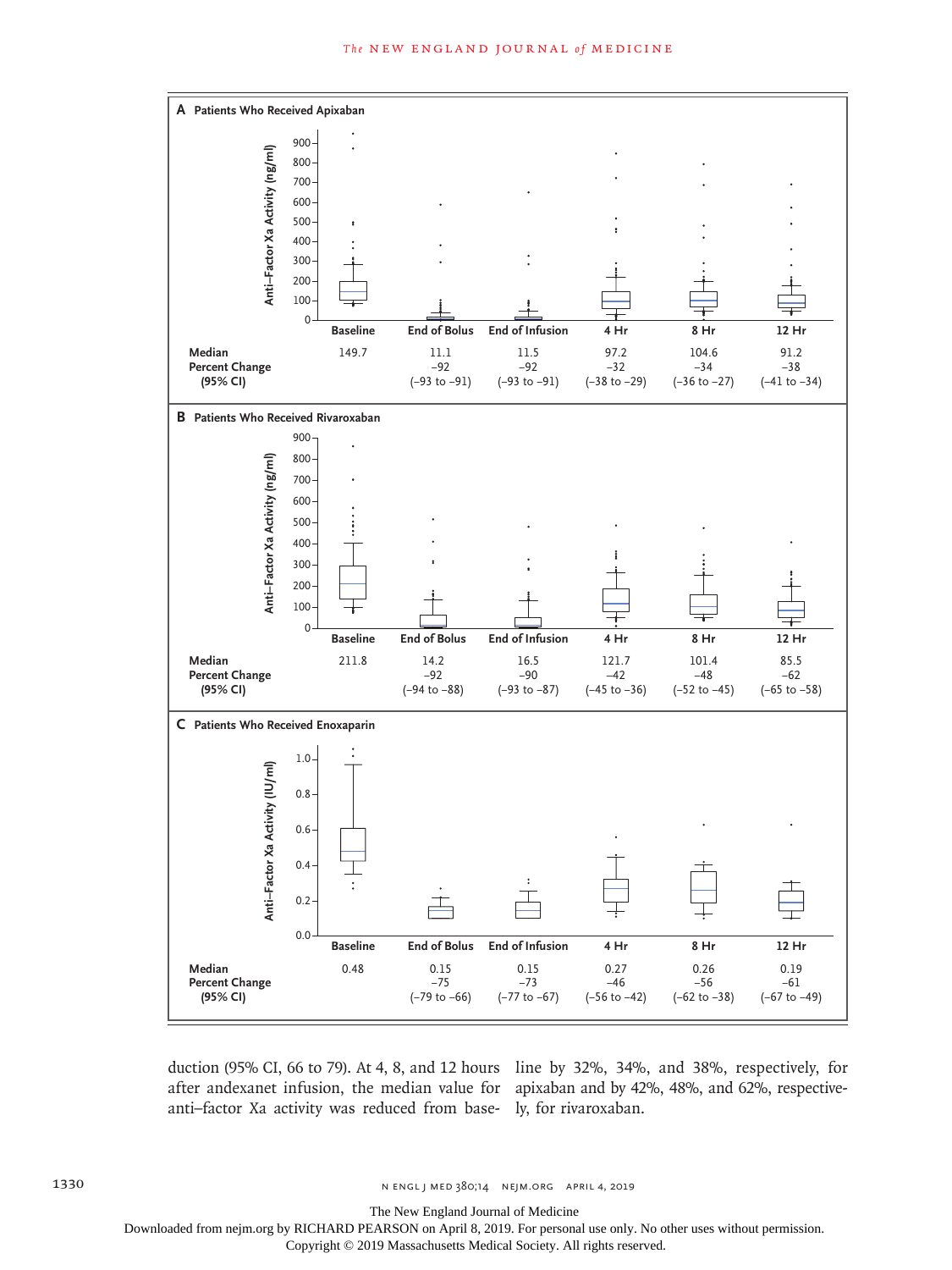**A Patients Who Received Apixaban**

| | Baseline | End of Bolus | End of Infusion | 4 Hr | 8 Hr | 12 Hr |
|---|---|---|---|---|---|---|
| Median | 149.7 | 11.1 | 11.5 | 97.2 | 104.6 | 91.2 |
| Percent Change (95% CI) | | −92 (−93 to −91) | −92 (−93 to −91) | −32 (−38 to −29) | −34 (−36 to −27) | −38 (−41 to −34) |

**B Patients Who Received Rivaroxaban**

| | Baseline | End of Bolus | End of Infusion | 4 Hr | 8 Hr | 12 Hr |
|---|---|---|---|---|---|---|
| Median | 211.8 | 14.2 | 16.5 | 121.7 | 101.4 | 85.5 |
| Percent Change (95% CI) | | −92 (−94 to −88) | −90 (−93 to −87) | −42 (−45 to −36) | −48 (−52 to −45) | −62 (−65 to −58) |

**C Patients Who Received Enoxaparin**

| | Baseline | End of Bolus | End of Infusion | 4 Hr | 8 Hr | 12 Hr |
|---|---|---|---|---|---|---|
| Median | 0.48 | 0.15 | 0.15 | 0.27 | 0.26 | 0.19 |
| Percent Change (95% CI) | | −75 (−79 to −66) | −73 (−77 to −67) | −46 (−56 to −42) | −56 (−62 to −38) | −61 (−67 to −49) |

duction (95% CI, 66 to 79). At 4, 8, and 12 hours after andexanet infusion, the median value for anti–factor Xa activity was reduced from baseline by 32%, 34%, and 38%, respectively, for apixaban and by 42%, 48%, and 62%, respectively, for rivaroxaban.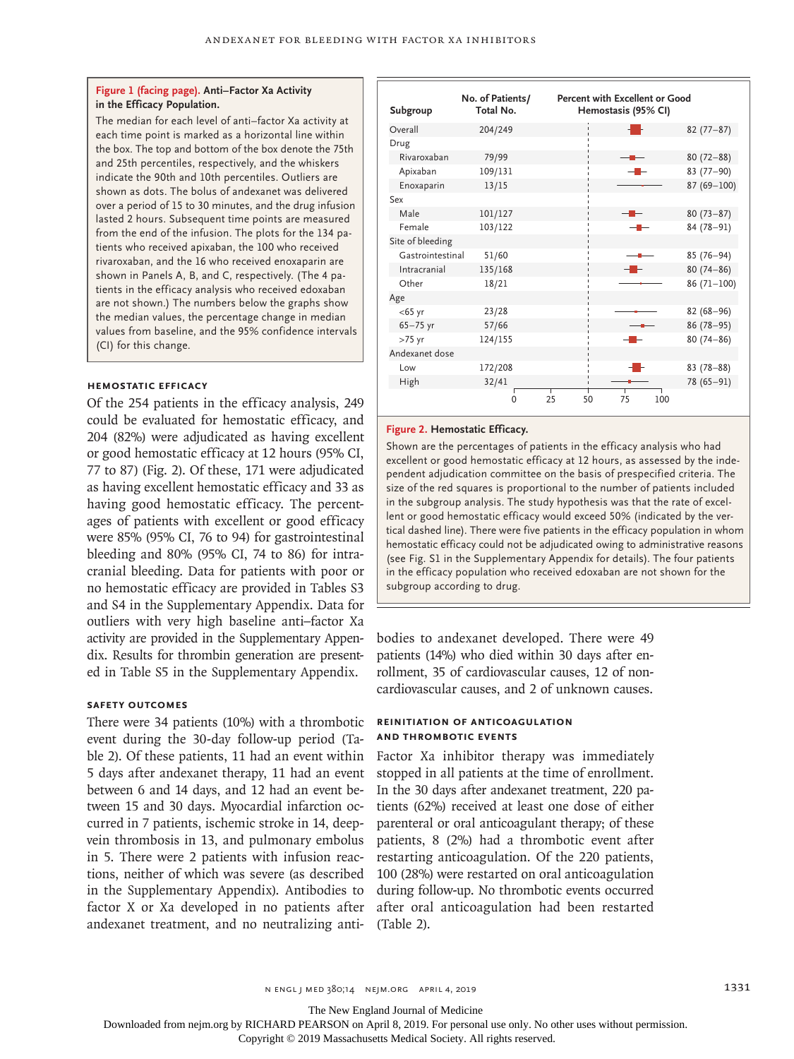**Figure 1 (facing page). Anti–Factor Xa Activity in the Efficacy Population.**

The median for each level of anti–factor Xa activity at each time point is marked as a horizontal line within the box. The top and bottom of the box denote the 75th and 25th percentiles, respectively, and the whiskers indicate the 90th and 10th percentiles. Outliers are shown as dots. The bolus of andexanet was delivered over a period of 15 to 30 minutes, and the drug infusion lasted 2 hours. Subsequent time points are measured from the end of the infusion. The plots for the 134 patients who received apixaban, the 100 who received rivaroxaban, and the 16 who received enoxaparin are shown in Panels A, B, and C, respectively. (The 4 patients in the efficacy analysis who received edoxaban are not shown.) The numbers below the graphs show the median values, the percentage change in median values from baseline, and the 95% confidence intervals (CI) for this change.

### HEMOSTATIC EFFICACY

Of the 254 patients in the efficacy analysis, 249 could be evaluated for hemostatic efficacy, and 204 (82%) were adjudicated as having excellent or good hemostatic efficacy at 12 hours (95% CI, 77 to 87) (Fig. 2). Of these, 171 were adjudicated as having excellent hemostatic efficacy and 33 as having good hemostatic efficacy. The percentages of patients with excellent or good efficacy were 85% (95% CI, 76 to 94) for gastrointestinal bleeding and 80% (95% CI, 74 to 86) for intracranial bleeding. Data for patients with poor or no hemostatic efficacy are provided in Tables S3 and S4 in the Supplementary Appendix. Data for outliers with very high baseline anti–factor Xa activity are provided in the Supplementary Appendix. Results for thrombin generation are presented in Table S5 in the Supplementary Appendix.

| Subgroup | No. of Patients/Total No. | Percent with Excellent or Good Hemostasis (95% CI) |
|---|---|---|
| Overall | 204/249 | 82 (77–87) |
| Drug | | |
| Rivaroxaban | 79/99 | 80 (72–88) |
| Apixaban | 109/131 | 83 (77–90) |
| Enoxaparin | 13/15 | 87 (69–100) |
| Sex | | |
| Male | 101/127 | 80 (73–87) |
| Female | 103/122 | 84 (78–91) |
| Site of bleeding | | |
| Gastrointestinal | 51/60 | 85 (76–94) |
| Intracranial | 135/168 | 80 (74–86) |
| Other | 18/21 | 86 (71–100) |
| Age | | |
| <65 yr | 23/28 | 82 (68–96) |
| 65–75 yr | 57/66 | 86 (78–95) |
| >75 yr | 124/155 | 80 (74–86) |
| Andexanet dose | | |
| Low | 172/208 | 83 (78–88) |
| High | 32/41 | 78 (65–91) |

**Figure 2. Hemostatic Efficacy.**

Shown are the percentages of patients in the efficacy analysis who had excellent or good hemostatic efficacy at 12 hours, as assessed by the independent adjudication committee on the basis of prespecified criteria. The size of the red squares is proportional to the number of patients included in the subgroup analysis. The study hypothesis was that the rate of excellent or good hemostatic efficacy would exceed 50% (indicated by the vertical dashed line). There were five patients in the efficacy population in whom hemostatic efficacy could not be adjudicated owing to administrative reasons (see Fig. S1 in the Supplementary Appendix for details). The four patients in the efficacy population who received edoxaban are not shown for the subgroup according to drug.

### SAFETY OUTCOMES

There were 34 patients (10%) with a thrombotic event during the 30-day follow-up period (Table 2). Of these patients, 11 had an event within 5 days after andexanet therapy, 11 had an event between 6 and 14 days, and 12 had an event between 15 and 30 days. Myocardial infarction occurred in 7 patients, ischemic stroke in 14, deep-vein thrombosis in 13, and pulmonary embolus in 5. There were 2 patients with infusion reactions, neither of which was severe (as described in the Supplementary Appendix). Antibodies to factor X or Xa developed in no patients after andexanet treatment, and no neutralizing antibodies to andexanet developed. There were 49 patients (14%) who died within 30 days after enrollment, 35 of cardiovascular causes, 12 of noncardiovascular causes, and 2 of unknown causes.

### REINITIATION OF ANTICOAGULATION AND THROMBOTIC EVENTS

Factor Xa inhibitor therapy was immediately stopped in all patients at the time of enrollment. In the 30 days after andexanet treatment, 220 patients (62%) received at least one dose of either parenteral or oral anticoagulant therapy; of these patients, 8 (2%) had a thrombotic event after restarting anticoagulation. Of the 220 patients, 100 (28%) were restarted on oral anticoagulation during follow-up. No thrombotic events occurred after oral anticoagulation had been restarted (Table 2).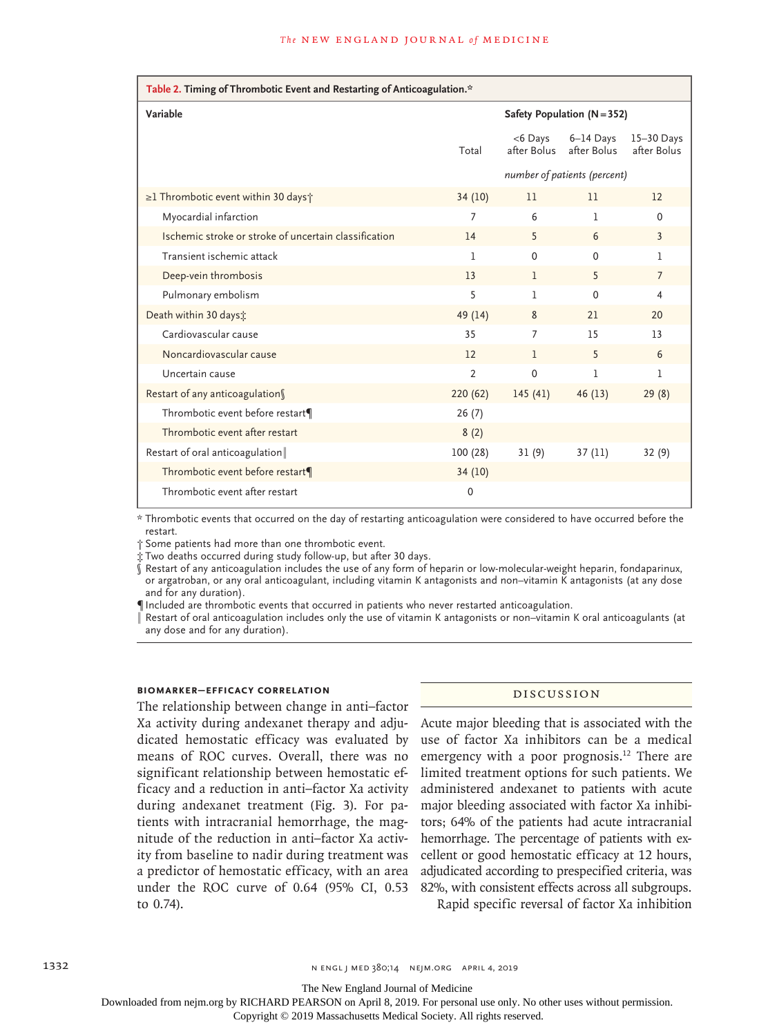**Table 2. Timing of Thrombotic Event and Restarting of Anticoagulation.***

| Variable | Safety Population (N=352) | | | |
|---|---|---|---|---|
| | Total | <6 Days after Bolus | 6–14 Days after Bolus | 15–30 Days after Bolus |
| | *number of patients (percent)* | | | |
| ≥1 Thrombotic event within 30 days† | 34 (10) | 11 | 11 | 12 |
| Myocardial infarction | 7 | 6 | 1 | 0 |
| Ischemic stroke or stroke of uncertain classification | 14 | 5 | 6 | 3 |
| Transient ischemic attack | 1 | 0 | 0 | 1 |
| Deep-vein thrombosis | 13 | 1 | 5 | 7 |
| Pulmonary embolism | 5 | 1 | 0 | 4 |
| Death within 30 days‡ | 49 (14) | 8 | 21 | 20 |
| Cardiovascular cause | 35 | 7 | 15 | 13 |
| Noncardiovascular cause | 12 | 1 | 5 | 6 |
| Uncertain cause | 2 | 0 | 1 | 1 |
| Restart of any anticoagulation§ | 220 (62) | 145 (41) | 46 (13) | 29 (8) |
| Thrombotic event before restart¶ | 26 (7) | | | |
| Thrombotic event after restart | 8 (2) | | | |
| Restart of oral anticoagulation‖ | 100 (28) | 31 (9) | 37 (11) | 32 (9) |
| Thrombotic event before restart¶ | 34 (10) | | | |
| Thrombotic event after restart | 0 | | | |

\* Thrombotic events that occurred on the day of restarting anticoagulation were considered to have occurred before the restart.

† Some patients had more than one thrombotic event.

‡ Two deaths occurred during study follow-up, but after 30 days.

§ Restart of any anticoagulation includes the use of any form of heparin or low-molecular-weight heparin, fondaparinux, or argatroban, or any oral anticoagulant, including vitamin K antagonists and non–vitamin K antagonists (at any dose and for any duration).

¶ Included are thrombotic events that occurred in patients who never restarted anticoagulation.

‖ Restart of oral anticoagulation includes only the use of vitamin K antagonists or non–vitamin K oral anticoagulants (at any dose and for any duration).

### BIOMARKER–EFFICACY CORRELATION

The relationship between change in anti–factor Xa activity during andexanet therapy and adjudicated hemostatic efficacy was evaluated by means of ROC curves. Overall, there was no significant relationship between hemostatic efficacy and a reduction in anti–factor Xa activity during andexanet treatment (Fig. 3). For patients with intracranial hemorrhage, the magnitude of the reduction in anti–factor Xa activity from baseline to nadir during treatment was a predictor of hemostatic efficacy, with an area under the ROC curve of 0.64 (95% CI, 0.53 to 0.74).

## DISCUSSION

Acute major bleeding that is associated with the use of factor Xa inhibitors can be a medical emergency with a poor prognosis.[12] There are limited treatment options for such patients. We administered andexanet to patients with acute major bleeding associated with factor Xa inhibitors; 64% of the patients had acute intracranial hemorrhage. The percentage of patients with excellent or good hemostatic efficacy at 12 hours, adjudicated according to prespecified criteria, was 82%, with consistent effects across all subgroups.

Rapid specific reversal of factor Xa inhibition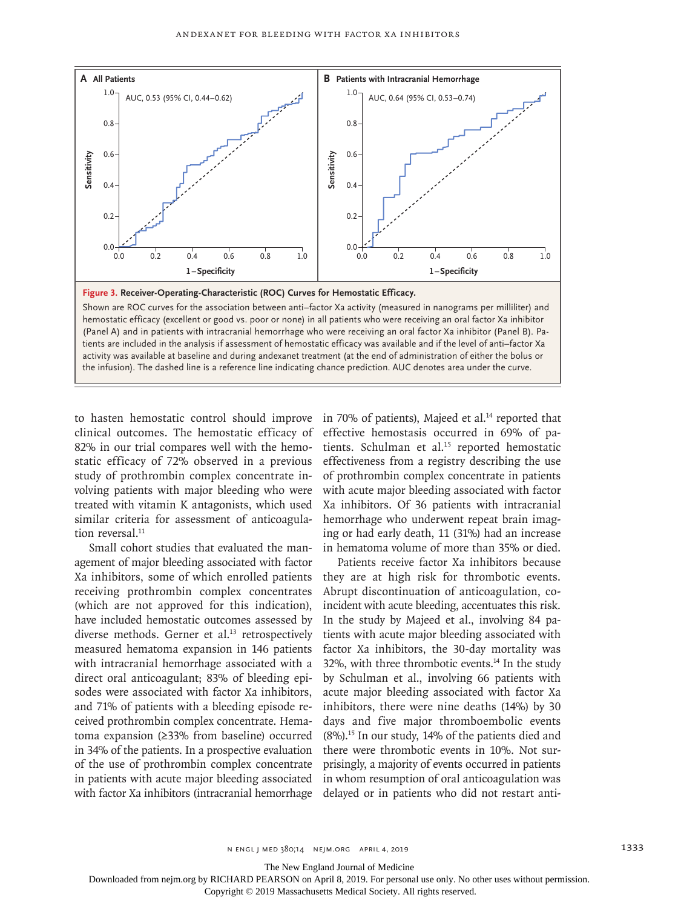**Figure 3. Receiver-Operating-Characteristic (ROC) Curves for Hemostatic Efficacy.**

Shown are ROC curves for the association between anti–factor Xa activity (measured in nanograms per milliliter) and hemostatic efficacy (excellent or good vs. poor or none) in all patients who were receiving an oral factor Xa inhibitor (Panel A) and in patients with intracranial hemorrhage who were receiving an oral factor Xa inhibitor (Panel B). Patients are included in the analysis if assessment of hemostatic efficacy was available and if the level of anti–factor Xa activity was available at baseline and during andexanet treatment (at the end of administration of either the bolus or the infusion). The dashed line is a reference line indicating chance prediction. AUC denotes area under the curve.

Panel A: All Patients — AUC, 0.53 (95% CI, 0.44–0.62)

Panel B: Patients with Intracranial Hemorrhage — AUC, 0.64 (95% CI, 0.53–0.74)

to hasten hemostatic control should improve clinical outcomes. The hemostatic efficacy of 82% in our trial compares well with the hemostatic efficacy of 72% observed in a previous study of prothrombin complex concentrate involving patients with major bleeding who were treated with vitamin K antagonists, which used similar criteria for assessment of anticoagulation reversal.[11]

Small cohort studies that evaluated the management of major bleeding associated with factor Xa inhibitors, some of which enrolled patients receiving prothrombin complex concentrates (which are not approved for this indication), have included hemostatic outcomes assessed by diverse methods. Gerner et al.[13] retrospectively measured hematoma expansion in 146 patients with intracranial hemorrhage associated with a direct oral anticoagulant; 83% of bleeding episodes were associated with factor Xa inhibitors, and 71% of patients with a bleeding episode received prothrombin complex concentrate. Hematoma expansion (≥33% from baseline) occurred in 34% of the patients. In a prospective evaluation of the use of prothrombin complex concentrate in patients with acute major bleeding associated with factor Xa inhibitors (intracranial hemorrhage in 70% of patients), Majeed et al.[14] reported that effective hemostasis occurred in 69% of patients. Schulman et al.[15] reported hemostatic effectiveness from a registry describing the use of prothrombin complex concentrate in patients with acute major bleeding associated with factor Xa inhibitors. Of 36 patients with intracranial hemorrhage who underwent repeat brain imaging or had early death, 11 (31%) had an increase in hematoma volume of more than 35% or died.

Patients receive factor Xa inhibitors because they are at high risk for thrombotic events. Abrupt discontinuation of anticoagulation, coincident with acute bleeding, accentuates this risk. In the study by Majeed et al., involving 84 patients with acute major bleeding associated with factor Xa inhibitors, the 30-day mortality was 32%, with three thrombotic events.[14] In the study by Schulman et al., involving 66 patients with acute major bleeding associated with factor Xa inhibitors, there were nine deaths (14%) by 30 days and five major thromboembolic events (8%).[15] In our study, 14% of the patients died and there were thrombotic events in 10%. Not surprisingly, a majority of events occurred in patients in whom resumption of oral anticoagulation was delayed or in patients who did not restart anti-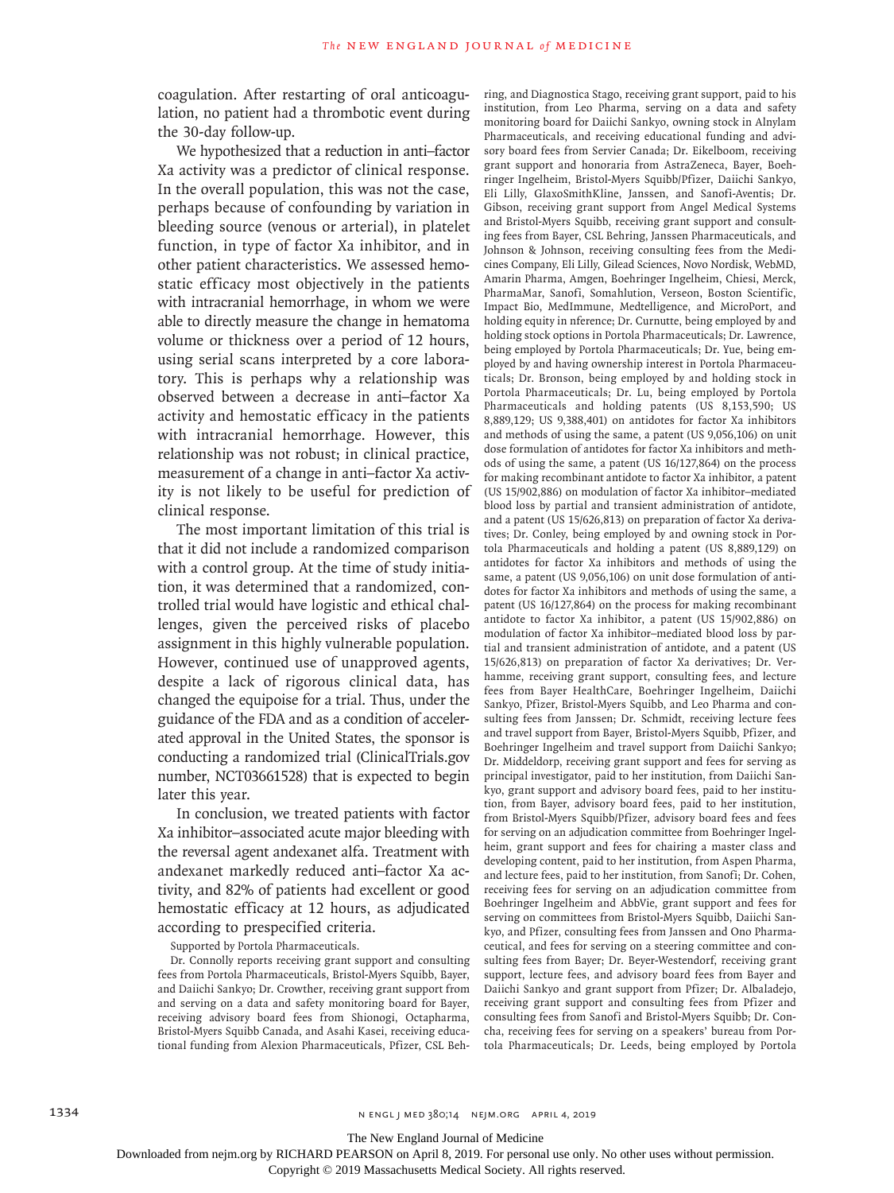coagulation. After restarting of oral anticoagulation, no patient had a thrombotic event during the 30-day follow-up.

We hypothesized that a reduction in anti–factor Xa activity was a predictor of clinical response. In the overall population, this was not the case, perhaps because of confounding by variation in bleeding source (venous or arterial), in platelet function, in type of factor Xa inhibitor, and in other patient characteristics. We assessed hemostatic efficacy most objectively in the patients with intracranial hemorrhage, in whom we were able to directly measure the change in hematoma volume or thickness over a period of 12 hours, using serial scans interpreted by a core laboratory. This is perhaps why a relationship was observed between a decrease in anti–factor Xa activity and hemostatic efficacy in the patients with intracranial hemorrhage. However, this relationship was not robust; in clinical practice, measurement of a change in anti–factor Xa activity is not likely to be useful for prediction of clinical response.

The most important limitation of this trial is that it did not include a randomized comparison with a control group. At the time of study initiation, it was determined that a randomized, controlled trial would have logistic and ethical challenges, given the perceived risks of placebo assignment in this highly vulnerable population. However, continued use of unapproved agents, despite a lack of rigorous clinical data, has changed the equipoise for a trial. Thus, under the guidance of the FDA and as a condition of accelerated approval in the United States, the sponsor is conducting a randomized trial (ClinicalTrials.gov number, NCT03661528) that is expected to begin later this year.

In conclusion, we treated patients with factor Xa inhibitor–associated acute major bleeding with the reversal agent andexanet alfa. Treatment with andexanet markedly reduced anti–factor Xa activity, and 82% of patients had excellent or good hemostatic efficacy at 12 hours, as adjudicated according to prespecified criteria.

Supported by Portola Pharmaceuticals.

Dr. Connolly reports receiving grant support and consulting fees from Portola Pharmaceuticals, Bristol-Myers Squibb, Bayer, and Daiichi Sankyo; Dr. Crowther, receiving grant support from and serving on a data and safety monitoring board for Bayer, receiving advisory board fees from Shionogi, Octapharma, Bristol-Myers Squibb Canada, and Asahi Kasei, receiving educational funding from Alexion Pharmaceuticals, Pfizer, CSL Behring, and Diagnostica Stago, receiving grant support, paid to his institution, from Leo Pharma, serving on a data and safety monitoring board for Daiichi Sankyo, owning stock in Alnylam Pharmaceuticals, and receiving educational funding and advisory board fees from Servier Canada; Dr. Eikelboom, receiving grant support and honoraria from AstraZeneca, Bayer, Boehringer Ingelheim, Bristol-Myers Squibb/Pfizer, Daiichi Sankyo, Eli Lilly, GlaxoSmithKline, Janssen, and Sanofi-Aventis; Dr. Gibson, receiving grant support from Angel Medical Systems and Bristol-Myers Squibb, receiving grant support and consulting fees from Bayer, CSL Behring, Janssen Pharmaceuticals, and Johnson & Johnson, receiving consulting fees from the Medicines Company, Eli Lilly, Gilead Sciences, Novo Nordisk, WebMD, Amarin Pharma, Amgen, Boehringer Ingelheim, Chiesi, Merck, PharmaMar, Sanofi, Somahlution, Verseon, Boston Scientific, Impact Bio, MedImmune, Medtelligence, and MicroPort, and holding equity in nference; Dr. Curnutte, being employed by and holding stock options in Portola Pharmaceuticals; Dr. Lawrence, being employed by Portola Pharmaceuticals; Dr. Yue, being employed by and having ownership interest in Portola Pharmaceuticals; Dr. Bronson, being employed by and holding stock in Portola Pharmaceuticals; Dr. Lu, being employed by Portola Pharmaceuticals and holding patents (US 8,153,590; US 8,889,129; US 9,388,401) on antidotes for factor Xa inhibitors and methods of using the same, a patent (US 9,056,106) on unit dose formulation of antidotes for factor Xa inhibitors and methods of using the same, a patent (US 16/127,864) on the process for making recombinant antidote to factor Xa inhibitor, a patent (US 15/902,886) on modulation of factor Xa inhibitor–mediated blood loss by partial and transient administration of antidote, and a patent (US 15/626,813) on preparation of factor Xa derivatives; Dr. Conley, being employed by and owning stock in Portola Pharmaceuticals and holding a patent (US 8,889,129) on antidotes for factor Xa inhibitors and methods of using the same, a patent (US 9,056,106) on unit dose formulation of antidotes for factor Xa inhibitors and methods of using the same, a patent (US 16/127,864) on the process for making recombinant antidote to factor Xa inhibitor, a patent (US 15/902,886) on modulation of factor Xa inhibitor–mediated blood loss by partial and transient administration of antidote, and a patent (US 15/626,813) on preparation of factor Xa derivatives; Dr. Verhamme, receiving grant support, consulting fees, and lecture fees from Bayer HealthCare, Boehringer Ingelheim, Daiichi Sankyo, Pfizer, Bristol-Myers Squibb, and Leo Pharma and consulting fees from Janssen; Dr. Schmidt, receiving lecture fees and travel support from Bayer, Bristol-Myers Squibb, Pfizer, and Boehringer Ingelheim and travel support from Daiichi Sankyo; Dr. Middeldorp, receiving grant support and fees for serving as principal investigator, paid to her institution, from Daiichi Sankyo, grant support and advisory board fees, paid to her institution, from Bayer, advisory board fees, paid to her institution, from Bristol-Myers Squibb/Pfizer, advisory board fees and fees for serving on an adjudication committee from Boehringer Ingelheim, grant support and fees for chairing a master class and developing content, paid to her institution, from Aspen Pharma, and lecture fees, paid to her institution, from Sanofi; Dr. Cohen, receiving fees for serving on an adjudication committee from Boehringer Ingelheim and AbbVie, grant support and fees for serving on committees from Bristol-Myers Squibb, Daiichi Sankyo, and Pfizer, consulting fees from Janssen and Ono Pharmaceutical, and fees for serving on a steering committee and consulting fees from Bayer; Dr. Beyer-Westendorf, receiving grant support, lecture fees, and advisory board fees from Bayer and Daiichi Sankyo and grant support from Pfizer; Dr. Albaladejo, receiving grant support and consulting fees from Pfizer and consulting fees from Sanofi and Bristol-Myers Squibb; Dr. Concha, receiving fees for serving on a speakers' bureau from Portola Pharmaceuticals; Dr. Leeds, being employed by Portola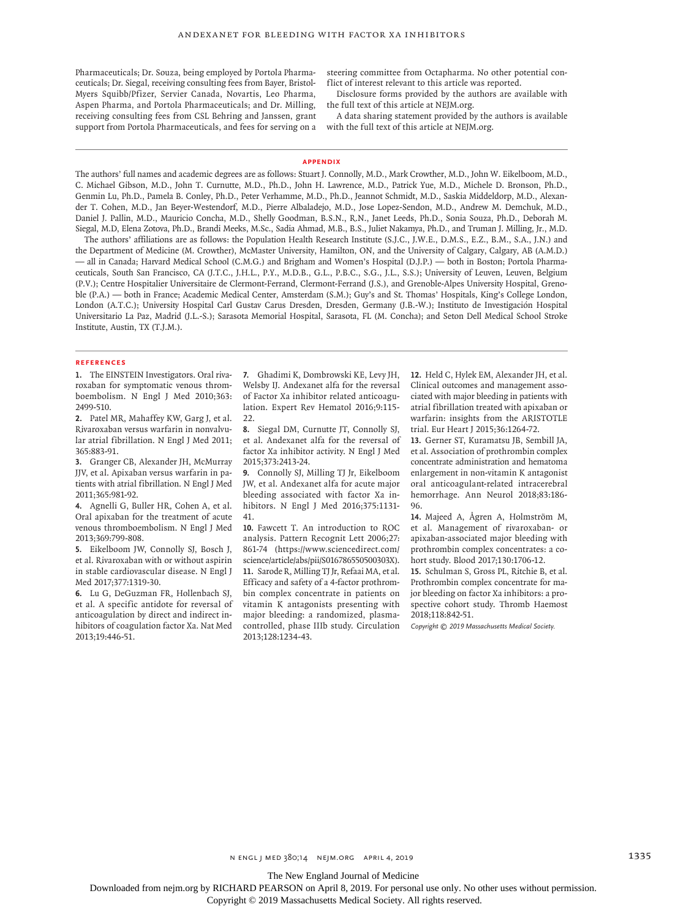Pharmaceuticals; Dr. Souza, being employed by Portola Pharmaceuticals; Dr. Siegal, receiving consulting fees from Bayer, Bristol-Myers Squibb/Pfizer, Servier Canada, Novartis, Leo Pharma, Aspen Pharma, and Portola Pharmaceuticals; and Dr. Milling, receiving consulting fees from CSL Behring and Janssen, grant support from Portola Pharmaceuticals, and fees for serving on a steering committee from Octapharma. No other potential conflict of interest relevant to this article was reported.

Disclosure forms provided by the authors are available with the full text of this article at NEJM.org.

A data sharing statement provided by the authors is available with the full text of this article at NEJM.org.

## Appendix

The authors' full names and academic degrees are as follows: Stuart J. Connolly, M.D., Mark Crowther, M.D., John W. Eikelboom, M.D., C. Michael Gibson, M.D., John T. Curnutte, M.D., Ph.D., John H. Lawrence, M.D., Patrick Yue, M.D., Michele D. Bronson, Ph.D., Genmin Lu, Ph.D., Pamela B. Conley, Ph.D., Peter Verhamme, M.D., Ph.D., Jeannot Schmidt, M.D., Saskia Middeldorp, M.D., Alexander T. Cohen, M.D., Jan Beyer-Westendorf, M.D., Pierre Albaladejo, M.D., Jose Lopez-Sendon, M.D., Andrew M. Demchuk, M.D., Daniel J. Pallin, M.D., Mauricio Concha, M.D., Shelly Goodman, B.S.N., R.N., Janet Leeds, Ph.D., Sonia Souza, Ph.D., Deborah M. Siegal, M.D, Elena Zotova, Ph.D., Brandi Meeks, M.Sc., Sadia Ahmad, M.B., B.S., Juliet Nakamya, Ph.D., and Truman J. Milling, Jr., M.D.

The authors' affiliations are as follows: the Population Health Research Institute (S.J.C., J.W.E., D.M.S., E.Z., B.M., S.A., J.N.) and the Department of Medicine (M. Crowther), McMaster University, Hamilton, ON, and the University of Calgary, Calgary, AB (A.M.D.) — all in Canada; Harvard Medical School (C.M.G.) and Brigham and Women's Hospital (D.J.P.) — both in Boston; Portola Pharmaceuticals, South San Francisco, CA (J.T.C., J.H.L., P.Y., M.D.B., G.L., P.B.C., S.G., J.L., S.S.); University of Leuven, Leuven, Belgium (P.V.); Centre Hospitalier Universitaire de Clermont-Ferrand, Clermont-Ferrand (J.S.), and Grenoble-Alpes University Hospital, Grenoble (P.A.) — both in France; Academic Medical Center, Amsterdam (S.M.); Guy's and St. Thomas' Hospitals, King's College London, London (A.T.C.); University Hospital Carl Gustav Carus Dresden, Dresden, Germany (J.B.-W.); Instituto de Investigación Hospital Universitario La Paz, Madrid (J.L.-S.); Sarasota Memorial Hospital, Sarasota, FL (M. Concha); and Seton Dell Medical School Stroke Institute, Austin, TX (T.J.M.).

## References

1. The EINSTEIN Investigators. Oral rivaroxaban for symptomatic venous thromboembolism. N Engl J Med 2010;363:2499-510.

2. Patel MR, Mahaffey KW, Garg J, et al. Rivaroxaban versus warfarin in nonvalvular atrial fibrillation. N Engl J Med 2011;365:883-91.

3. Granger CB, Alexander JH, McMurray JJV, et al. Apixaban versus warfarin in patients with atrial fibrillation. N Engl J Med 2011;365:981-92.

4. Agnelli G, Buller HR, Cohen A, et al. Oral apixaban for the treatment of acute venous thromboembolism. N Engl J Med 2013;369:799-808.

5. Eikelboom JW, Connolly SJ, Bosch J, et al. Rivaroxaban with or without aspirin in stable cardiovascular disease. N Engl J Med 2017;377:1319-30.

6. Lu G, DeGuzman FR, Hollenbach SJ, et al. A specific antidote for reversal of anticoagulation by direct and indirect inhibitors of coagulation factor Xa. Nat Med 2013;19:446-51.

7. Ghadimi K, Dombrowski KE, Levy JH, Welsby IJ. Andexanet alfa for the reversal of Factor Xa inhibitor related anticoagulation. Expert Rev Hematol 2016;9:115-22.

8. Siegal DM, Curnutte JT, Connolly SJ, et al. Andexanet alfa for the reversal of factor Xa inhibitor activity. N Engl J Med 2015;373:2413-24.

9. Connolly SJ, Milling TJ Jr, Eikelboom JW, et al. Andexanet alfa for acute major bleeding associated with factor Xa inhibitors. N Engl J Med 2016;375:1131-41.

10. Fawcett T. An introduction to ROC analysis. Pattern Recognit Lett 2006;27:861-74 (https://www.sciencedirect.com/science/article/abs/pii/S016786550500303X).

11. Sarode R, Milling TJ Jr, Refaai MA, et al. Efficacy and safety of a 4-factor prothrombin complex concentrate in patients on vitamin K antagonists presenting with major bleeding: a randomized, plasma-controlled, phase IIIb study. Circulation 2013;128:1234-43.

12. Held C, Hylek EM, Alexander JH, et al. Clinical outcomes and management associated with major bleeding in patients with atrial fibrillation treated with apixaban or warfarin: insights from the ARISTOTLE trial. Eur Heart J 2015;36:1264-72.

13. Gerner ST, Kuramatsu JB, Sembill JA, et al. Association of prothrombin complex concentrate administration and hematoma enlargement in non-vitamin K antagonist oral anticoagulant-related intracerebral hemorrhage. Ann Neurol 2018;83:186-96.

14. Majeed A, Ågren A, Holmström M, et al. Management of rivaroxaban- or apixaban-associated major bleeding with prothrombin complex concentrates: a cohort study. Blood 2017;130:1706-12.

15. Schulman S, Gross PL, Ritchie B, et al. Prothrombin complex concentrate for major bleeding on factor Xa inhibitors: a prospective cohort study. Thromb Haemost 2018;118:842-51.

*Copyright © 2019 Massachusetts Medical Society.*